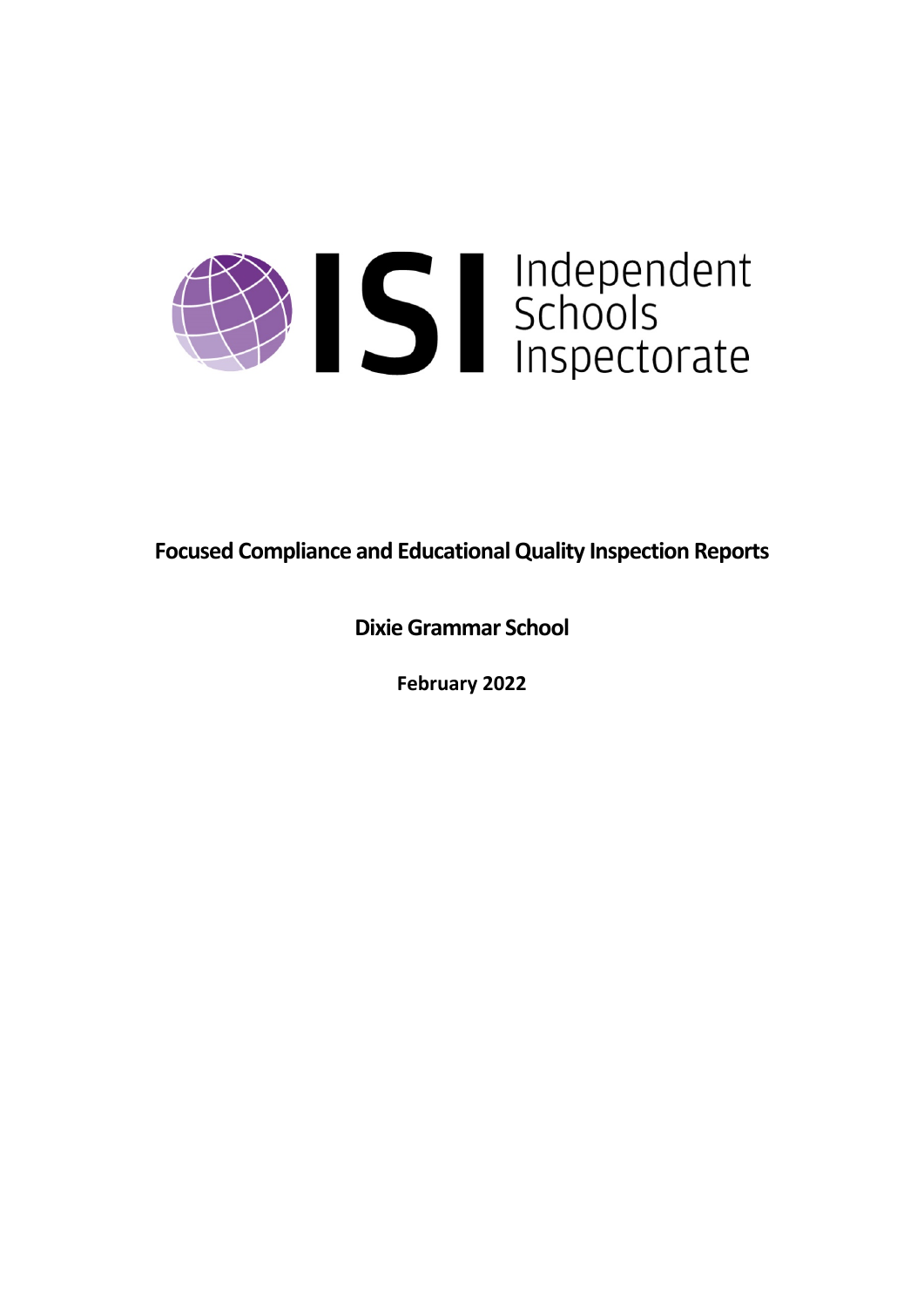Independent Schools Inspectorate

**Focused Compliance and Educational Quality Inspection Reports**

**Dixie Grammar School**

**February 2022**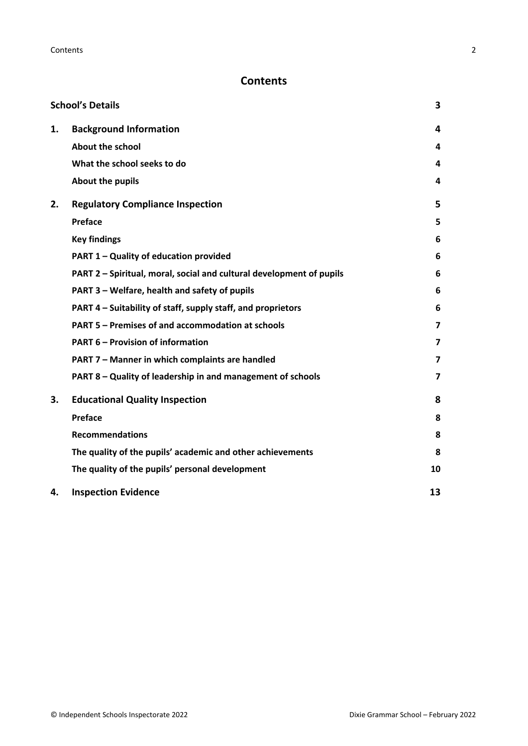# Contents

| | | |
|---|---|---|
| **School's Details** | | **3** |
| **1.** | **Background Information** | **4** |
| | **About the school** | **4** |
| | **What the school seeks to do** | **4** |
| | **About the pupils** | **4** |
| **2.** | **Regulatory Compliance Inspection** | **5** |
| | **Preface** | **5** |
| | **Key findings** | **6** |
| | **PART 1 – Quality of education provided** | **6** |
| | **PART 2 – Spiritual, moral, social and cultural development of pupils** | **6** |
| | **PART 3 – Welfare, health and safety of pupils** | **6** |
| | **PART 4 – Suitability of staff, supply staff, and proprietors** | **6** |
| | **PART 5 – Premises of and accommodation at schools** | **7** |
| | **PART 6 – Provision of information** | **7** |
| | **PART 7 – Manner in which complaints are handled** | **7** |
| | **PART 8 – Quality of leadership in and management of schools** | **7** |
| **3.** | **Educational Quality Inspection** | **8** |
| | **Preface** | **8** |
| | **Recommendations** | **8** |
| | **The quality of the pupils' academic and other achievements** | **8** |
| | **The quality of the pupils' personal development** | **10** |
| **4.** | **Inspection Evidence** | **13** |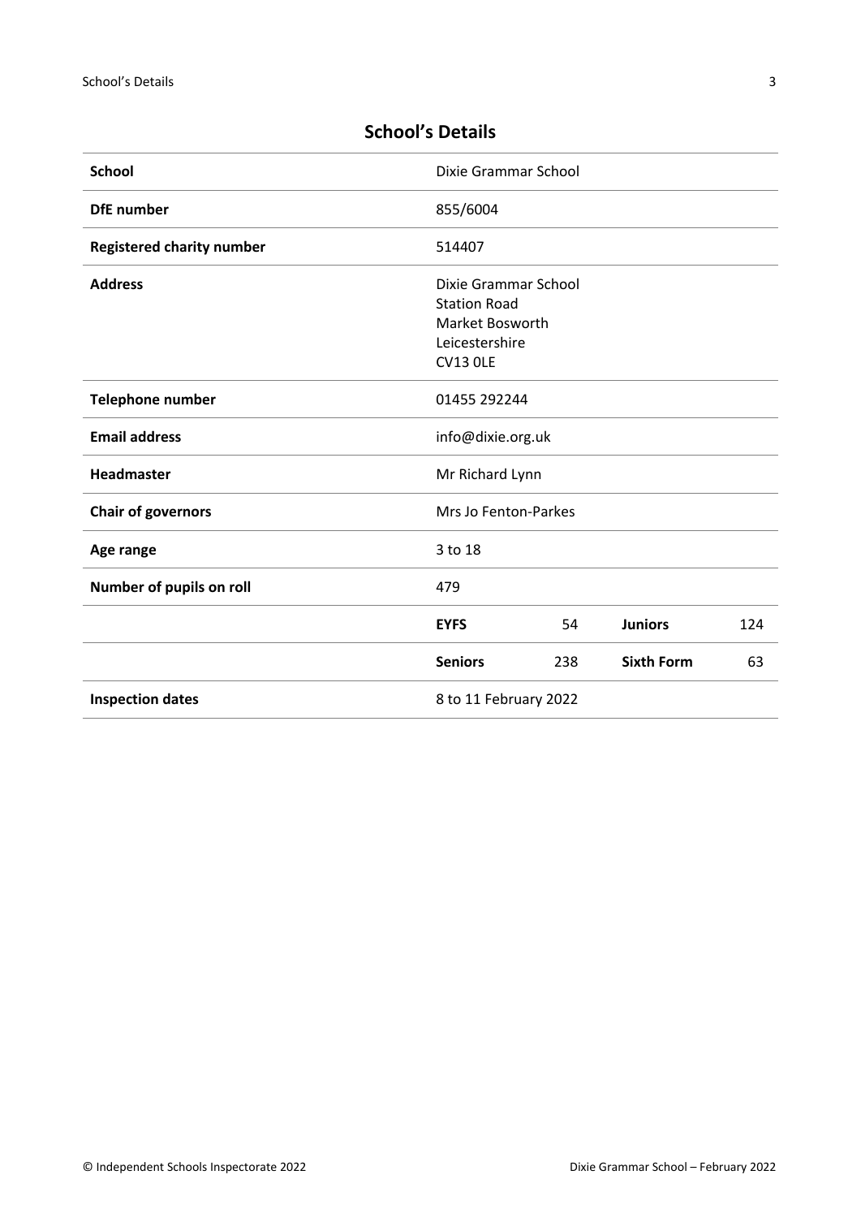## School's Details

| | | | | |
|---|---|---|---|---|
| **School** | Dixie Grammar School | | | |
| **DfE number** | 855/6004 | | | |
| **Registered charity number** | 514407 | | | |
| **Address** | Dixie Grammar School<br>Station Road<br>Market Bosworth<br>Leicestershire<br>CV13 0LE | | | |
| **Telephone number** | 01455 292244 | | | |
| **Email address** | info@dixie.org.uk | | | |
| **Headmaster** | Mr Richard Lynn | | | |
| **Chair of governors** | Mrs Jo Fenton-Parkes | | | |
| **Age range** | 3 to 18 | | | |
| **Number of pupils on roll** | 479 | | | |
| | **EYFS** | 54 | **Juniors** | 124 |
| | **Seniors** | 238 | **Sixth Form** | 63 |
| **Inspection dates** | 8 to 11 February 2022 | | | |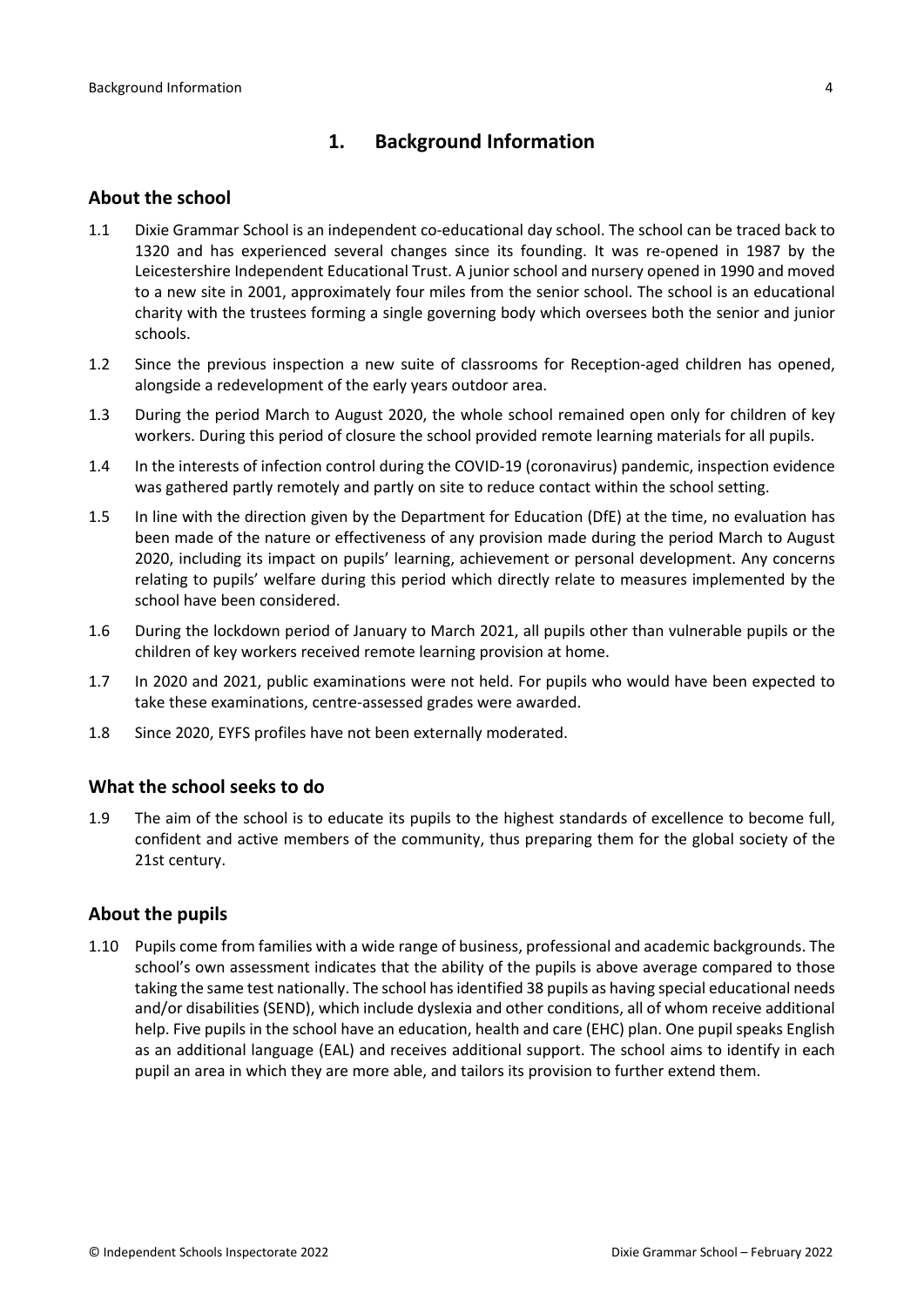## 1. Background Information

### About the school

1.1 Dixie Grammar School is an independent co-educational day school. The school can be traced back to 1320 and has experienced several changes since its founding. It was re-opened in 1987 by the Leicestershire Independent Educational Trust. A junior school and nursery opened in 1990 and moved to a new site in 2001, approximately four miles from the senior school. The school is an educational charity with the trustees forming a single governing body which oversees both the senior and junior schools.

1.2 Since the previous inspection a new suite of classrooms for Reception-aged children has opened, alongside a redevelopment of the early years outdoor area.

1.3 During the period March to August 2020, the whole school remained open only for children of key workers. During this period of closure the school provided remote learning materials for all pupils.

1.4 In the interests of infection control during the COVID-19 (coronavirus) pandemic, inspection evidence was gathered partly remotely and partly on site to reduce contact within the school setting.

1.5 In line with the direction given by the Department for Education (DfE) at the time, no evaluation has been made of the nature or effectiveness of any provision made during the period March to August 2020, including its impact on pupils' learning, achievement or personal development. Any concerns relating to pupils' welfare during this period which directly relate to measures implemented by the school have been considered.

1.6 During the lockdown period of January to March 2021, all pupils other than vulnerable pupils or the children of key workers received remote learning provision at home.

1.7 In 2020 and 2021, public examinations were not held. For pupils who would have been expected to take these examinations, centre-assessed grades were awarded.

1.8 Since 2020, EYFS profiles have not been externally moderated.

### What the school seeks to do

1.9 The aim of the school is to educate its pupils to the highest standards of excellence to become full, confident and active members of the community, thus preparing them for the global society of the 21st century.

### About the pupils

1.10 Pupils come from families with a wide range of business, professional and academic backgrounds. The school's own assessment indicates that the ability of the pupils is above average compared to those taking the same test nationally. The school has identified 38 pupils as having special educational needs and/or disabilities (SEND), which include dyslexia and other conditions, all of whom receive additional help. Five pupils in the school have an education, health and care (EHC) plan. One pupil speaks English as an additional language (EAL) and receives additional support. The school aims to identify in each pupil an area in which they are more able, and tailors its provision to further extend them.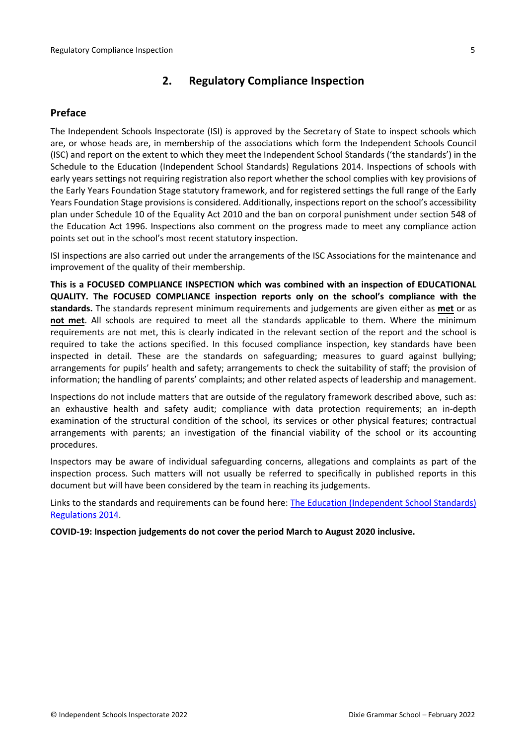## 2. Regulatory Compliance Inspection

### Preface

The Independent Schools Inspectorate (ISI) is approved by the Secretary of State to inspect schools which are, or whose heads are, in membership of the associations which form the Independent Schools Council (ISC) and report on the extent to which they meet the Independent School Standards ('the standards') in the Schedule to the Education (Independent School Standards) Regulations 2014. Inspections of schools with early years settings not requiring registration also report whether the school complies with key provisions of the Early Years Foundation Stage statutory framework, and for registered settings the full range of the Early Years Foundation Stage provisions is considered. Additionally, inspections report on the school's accessibility plan under Schedule 10 of the Equality Act 2010 and the ban on corporal punishment under section 548 of the Education Act 1996. Inspections also comment on the progress made to meet any compliance action points set out in the school's most recent statutory inspection.

ISI inspections are also carried out under the arrangements of the ISC Associations for the maintenance and improvement of the quality of their membership.

**This is a FOCUSED COMPLIANCE INSPECTION which was combined with an inspection of EDUCATIONAL QUALITY. The FOCUSED COMPLIANCE inspection reports only on the school's compliance with the standards.** The standards represent minimum requirements and judgements are given either as **met** or as **not met**. All schools are required to meet all the standards applicable to them. Where the minimum requirements are not met, this is clearly indicated in the relevant section of the report and the school is required to take the actions specified. In this focused compliance inspection, key standards have been inspected in detail. These are the standards on safeguarding; measures to guard against bullying; arrangements for pupils' health and safety; arrangements to check the suitability of staff; the provision of information; the handling of parents' complaints; and other related aspects of leadership and management.

Inspections do not include matters that are outside of the regulatory framework described above, such as: an exhaustive health and safety audit; compliance with data protection requirements; an in-depth examination of the structural condition of the school, its services or other physical features; contractual arrangements with parents; an investigation of the financial viability of the school or its accounting procedures.

Inspectors may be aware of individual safeguarding concerns, allegations and complaints as part of the inspection process. Such matters will not usually be referred to specifically in published reports in this document but will have been considered by the team in reaching its judgements.

Links to the standards and requirements can be found here: The Education (Independent School Standards) Regulations 2014.

**COVID-19: Inspection judgements do not cover the period March to August 2020 inclusive.**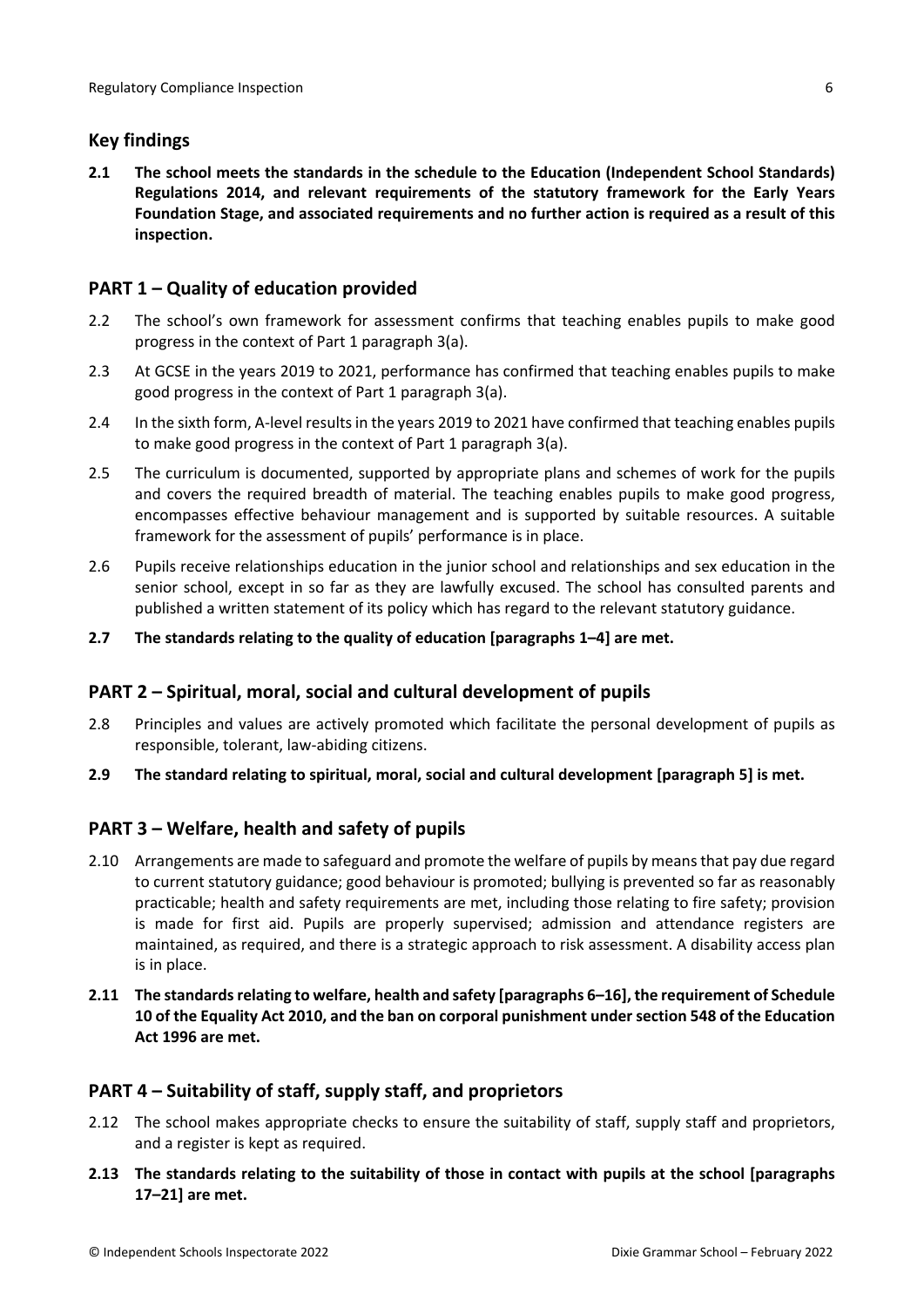## Key findings

**2.1 The school meets the standards in the schedule to the Education (Independent School Standards) Regulations 2014, and relevant requirements of the statutory framework for the Early Years Foundation Stage, and associated requirements and no further action is required as a result of this inspection.**

## PART 1 – Quality of education provided

2.2 The school's own framework for assessment confirms that teaching enables pupils to make good progress in the context of Part 1 paragraph 3(a).

2.3 At GCSE in the years 2019 to 2021, performance has confirmed that teaching enables pupils to make good progress in the context of Part 1 paragraph 3(a).

2.4 In the sixth form, A-level results in the years 2019 to 2021 have confirmed that teaching enables pupils to make good progress in the context of Part 1 paragraph 3(a).

2.5 The curriculum is documented, supported by appropriate plans and schemes of work for the pupils and covers the required breadth of material. The teaching enables pupils to make good progress, encompasses effective behaviour management and is supported by suitable resources. A suitable framework for the assessment of pupils' performance is in place.

2.6 Pupils receive relationships education in the junior school and relationships and sex education in the senior school, except in so far as they are lawfully excused. The school has consulted parents and published a written statement of its policy which has regard to the relevant statutory guidance.

**2.7 The standards relating to the quality of education [paragraphs 1–4] are met.**

## PART 2 – Spiritual, moral, social and cultural development of pupils

2.8 Principles and values are actively promoted which facilitate the personal development of pupils as responsible, tolerant, law-abiding citizens.

**2.9 The standard relating to spiritual, moral, social and cultural development [paragraph 5] is met.**

## PART 3 – Welfare, health and safety of pupils

2.10 Arrangements are made to safeguard and promote the welfare of pupils by means that pay due regard to current statutory guidance; good behaviour is promoted; bullying is prevented so far as reasonably practicable; health and safety requirements are met, including those relating to fire safety; provision is made for first aid. Pupils are properly supervised; admission and attendance registers are maintained, as required, and there is a strategic approach to risk assessment. A disability access plan is in place.

**2.11 The standards relating to welfare, health and safety [paragraphs 6–16], the requirement of Schedule 10 of the Equality Act 2010, and the ban on corporal punishment under section 548 of the Education Act 1996 are met.**

## PART 4 – Suitability of staff, supply staff, and proprietors

2.12 The school makes appropriate checks to ensure the suitability of staff, supply staff and proprietors, and a register is kept as required.

**2.13 The standards relating to the suitability of those in contact with pupils at the school [paragraphs 17–21] are met.**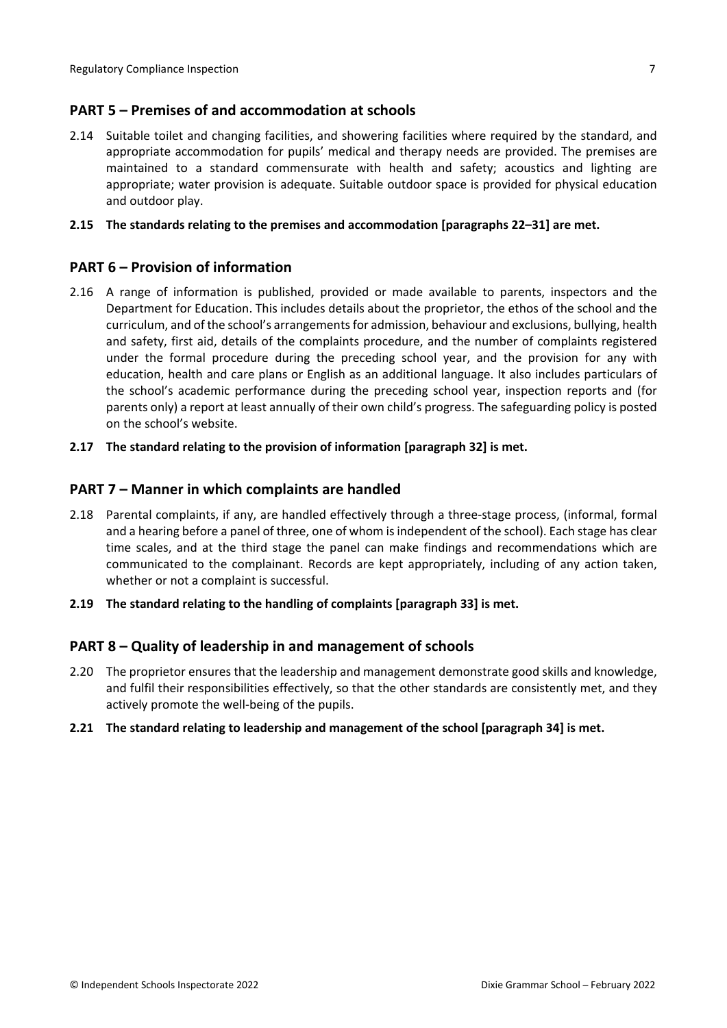## PART 5 – Premises of and accommodation at schools

2.14 Suitable toilet and changing facilities, and showering facilities where required by the standard, and appropriate accommodation for pupils' medical and therapy needs are provided. The premises are maintained to a standard commensurate with health and safety; acoustics and lighting are appropriate; water provision is adequate. Suitable outdoor space is provided for physical education and outdoor play.

**2.15 The standards relating to the premises and accommodation [paragraphs 22–31] are met.**

## PART 6 – Provision of information

2.16 A range of information is published, provided or made available to parents, inspectors and the Department for Education. This includes details about the proprietor, the ethos of the school and the curriculum, and of the school's arrangements for admission, behaviour and exclusions, bullying, health and safety, first aid, details of the complaints procedure, and the number of complaints registered under the formal procedure during the preceding school year, and the provision for any with education, health and care plans or English as an additional language. It also includes particulars of the school's academic performance during the preceding school year, inspection reports and (for parents only) a report at least annually of their own child's progress. The safeguarding policy is posted on the school's website.

**2.17 The standard relating to the provision of information [paragraph 32] is met.**

## PART 7 – Manner in which complaints are handled

2.18 Parental complaints, if any, are handled effectively through a three-stage process, (informal, formal and a hearing before a panel of three, one of whom is independent of the school). Each stage has clear time scales, and at the third stage the panel can make findings and recommendations which are communicated to the complainant. Records are kept appropriately, including of any action taken, whether or not a complaint is successful.

**2.19 The standard relating to the handling of complaints [paragraph 33] is met.**

## PART 8 – Quality of leadership in and management of schools

2.20 The proprietor ensures that the leadership and management demonstrate good skills and knowledge, and fulfil their responsibilities effectively, so that the other standards are consistently met, and they actively promote the well-being of the pupils.

**2.21 The standard relating to leadership and management of the school [paragraph 34] is met.**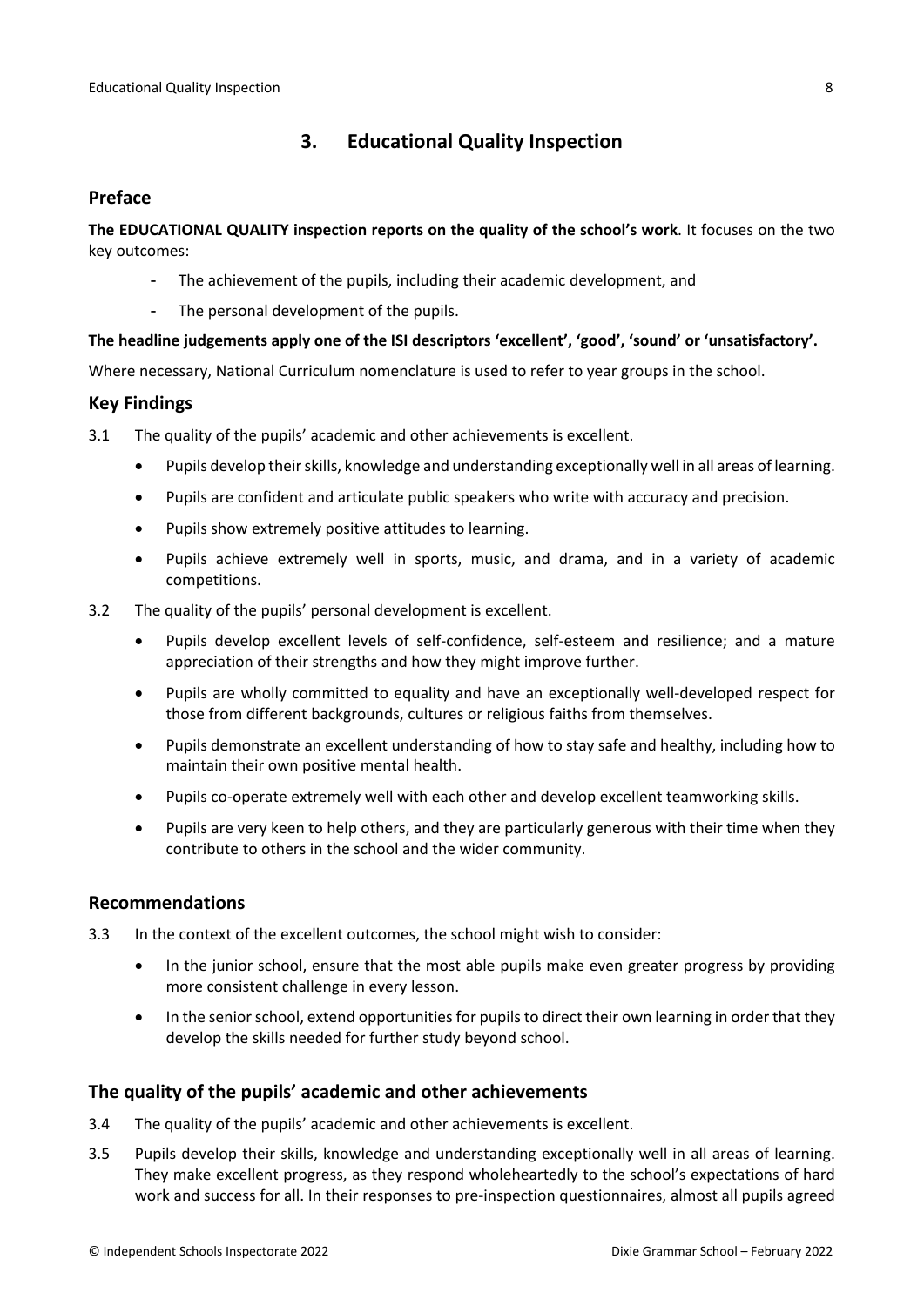## 3. Educational Quality Inspection

### Preface

**The EDUCATIONAL QUALITY inspection reports on the quality of the school's work**. It focuses on the two key outcomes:

- The achievement of the pupils, including their academic development, and
- The personal development of the pupils.

**The headline judgements apply one of the ISI descriptors 'excellent', 'good', 'sound' or 'unsatisfactory'.**

Where necessary, National Curriculum nomenclature is used to refer to year groups in the school.

### Key Findings

3.1 The quality of the pupils' academic and other achievements is excellent.

- Pupils develop their skills, knowledge and understanding exceptionally well in all areas of learning.
- Pupils are confident and articulate public speakers who write with accuracy and precision.
- Pupils show extremely positive attitudes to learning.
- Pupils achieve extremely well in sports, music, and drama, and in a variety of academic competitions.

3.2 The quality of the pupils' personal development is excellent.

- Pupils develop excellent levels of self-confidence, self-esteem and resilience; and a mature appreciation of their strengths and how they might improve further.
- Pupils are wholly committed to equality and have an exceptionally well-developed respect for those from different backgrounds, cultures or religious faiths from themselves.
- Pupils demonstrate an excellent understanding of how to stay safe and healthy, including how to maintain their own positive mental health.
- Pupils co-operate extremely well with each other and develop excellent teamworking skills.
- Pupils are very keen to help others, and they are particularly generous with their time when they contribute to others in the school and the wider community.

### Recommendations

3.3 In the context of the excellent outcomes, the school might wish to consider:

- In the junior school, ensure that the most able pupils make even greater progress by providing more consistent challenge in every lesson.
- In the senior school, extend opportunities for pupils to direct their own learning in order that they develop the skills needed for further study beyond school.

### The quality of the pupils' academic and other achievements

3.4 The quality of the pupils' academic and other achievements is excellent.

3.5 Pupils develop their skills, knowledge and understanding exceptionally well in all areas of learning. They make excellent progress, as they respond wholeheartedly to the school's expectations of hard work and success for all. In their responses to pre-inspection questionnaires, almost all pupils agreed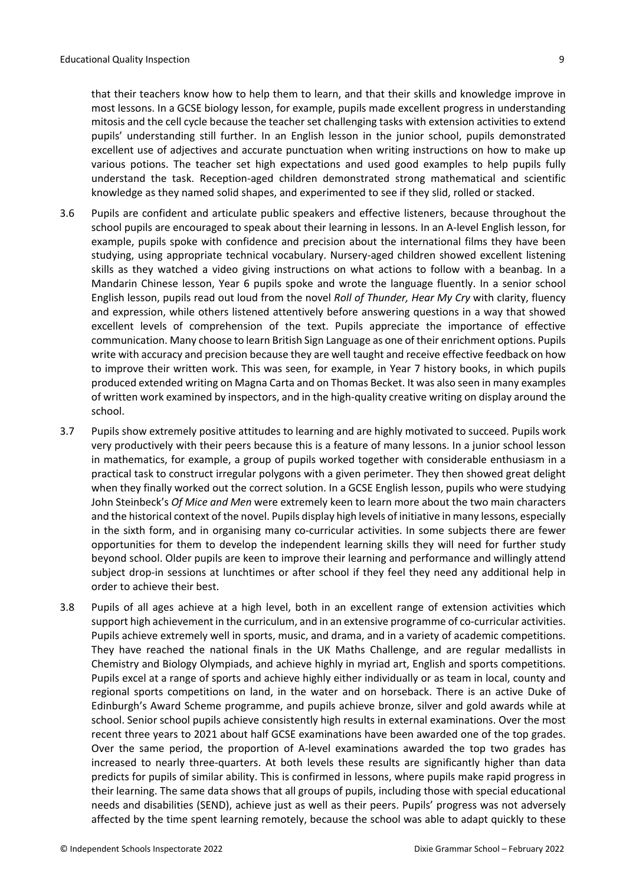that their teachers know how to help them to learn, and that their skills and knowledge improve in most lessons. In a GCSE biology lesson, for example, pupils made excellent progress in understanding mitosis and the cell cycle because the teacher set challenging tasks with extension activities to extend pupils' understanding still further. In an English lesson in the junior school, pupils demonstrated excellent use of adjectives and accurate punctuation when writing instructions on how to make up various potions. The teacher set high expectations and used good examples to help pupils fully understand the task. Reception-aged children demonstrated strong mathematical and scientific knowledge as they named solid shapes, and experimented to see if they slid, rolled or stacked.

3.6 Pupils are confident and articulate public speakers and effective listeners, because throughout the school pupils are encouraged to speak about their learning in lessons. In an A-level English lesson, for example, pupils spoke with confidence and precision about the international films they have been studying, using appropriate technical vocabulary. Nursery-aged children showed excellent listening skills as they watched a video giving instructions on what actions to follow with a beanbag. In a Mandarin Chinese lesson, Year 6 pupils spoke and wrote the language fluently. In a senior school English lesson, pupils read out loud from the novel *Roll of Thunder, Hear My Cry* with clarity, fluency and expression, while others listened attentively before answering questions in a way that showed excellent levels of comprehension of the text. Pupils appreciate the importance of effective communication. Many choose to learn British Sign Language as one of their enrichment options. Pupils write with accuracy and precision because they are well taught and receive effective feedback on how to improve their written work. This was seen, for example, in Year 7 history books, in which pupils produced extended writing on Magna Carta and on Thomas Becket. It was also seen in many examples of written work examined by inspectors, and in the high-quality creative writing on display around the school.

3.7 Pupils show extremely positive attitudes to learning and are highly motivated to succeed. Pupils work very productively with their peers because this is a feature of many lessons. In a junior school lesson in mathematics, for example, a group of pupils worked together with considerable enthusiasm in a practical task to construct irregular polygons with a given perimeter. They then showed great delight when they finally worked out the correct solution. In a GCSE English lesson, pupils who were studying John Steinbeck's *Of Mice and Men* were extremely keen to learn more about the two main characters and the historical context of the novel. Pupils display high levels of initiative in many lessons, especially in the sixth form, and in organising many co-curricular activities. In some subjects there are fewer opportunities for them to develop the independent learning skills they will need for further study beyond school. Older pupils are keen to improve their learning and performance and willingly attend subject drop-in sessions at lunchtimes or after school if they feel they need any additional help in order to achieve their best.

3.8 Pupils of all ages achieve at a high level, both in an excellent range of extension activities which support high achievement in the curriculum, and in an extensive programme of co-curricular activities. Pupils achieve extremely well in sports, music, and drama, and in a variety of academic competitions. They have reached the national finals in the UK Maths Challenge, and are regular medallists in Chemistry and Biology Olympiads, and achieve highly in myriad art, English and sports competitions. Pupils excel at a range of sports and achieve highly either individually or as team in local, county and regional sports competitions on land, in the water and on horseback. There is an active Duke of Edinburgh's Award Scheme programme, and pupils achieve bronze, silver and gold awards while at school. Senior school pupils achieve consistently high results in external examinations. Over the most recent three years to 2021 about half GCSE examinations have been awarded one of the top grades. Over the same period, the proportion of A-level examinations awarded the top two grades has increased to nearly three-quarters. At both levels these results are significantly higher than data predicts for pupils of similar ability. This is confirmed in lessons, where pupils make rapid progress in their learning. The same data shows that all groups of pupils, including those with special educational needs and disabilities (SEND), achieve just as well as their peers. Pupils' progress was not adversely affected by the time spent learning remotely, because the school was able to adapt quickly to these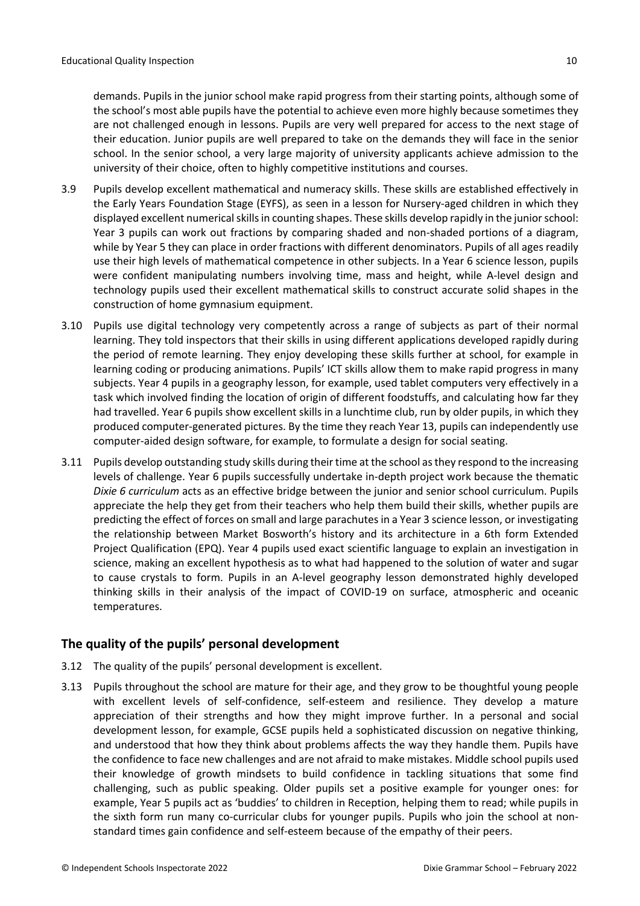demands. Pupils in the junior school make rapid progress from their starting points, although some of the school's most able pupils have the potential to achieve even more highly because sometimes they are not challenged enough in lessons. Pupils are very well prepared for access to the next stage of their education. Junior pupils are well prepared to take on the demands they will face in the senior school. In the senior school, a very large majority of university applicants achieve admission to the university of their choice, often to highly competitive institutions and courses.

3.9 Pupils develop excellent mathematical and numeracy skills. These skills are established effectively in the Early Years Foundation Stage (EYFS), as seen in a lesson for Nursery-aged children in which they displayed excellent numerical skills in counting shapes. These skills develop rapidly in the junior school: Year 3 pupils can work out fractions by comparing shaded and non-shaded portions of a diagram, while by Year 5 they can place in order fractions with different denominators. Pupils of all ages readily use their high levels of mathematical competence in other subjects. In a Year 6 science lesson, pupils were confident manipulating numbers involving time, mass and height, while A-level design and technology pupils used their excellent mathematical skills to construct accurate solid shapes in the construction of home gymnasium equipment.

3.10 Pupils use digital technology very competently across a range of subjects as part of their normal learning. They told inspectors that their skills in using different applications developed rapidly during the period of remote learning. They enjoy developing these skills further at school, for example in learning coding or producing animations. Pupils' ICT skills allow them to make rapid progress in many subjects. Year 4 pupils in a geography lesson, for example, used tablet computers very effectively in a task which involved finding the location of origin of different foodstuffs, and calculating how far they had travelled. Year 6 pupils show excellent skills in a lunchtime club, run by older pupils, in which they produced computer-generated pictures. By the time they reach Year 13, pupils can independently use computer-aided design software, for example, to formulate a design for social seating.

3.11 Pupils develop outstanding study skills during their time at the school as they respond to the increasing levels of challenge. Year 6 pupils successfully undertake in-depth project work because the thematic *Dixie 6 curriculum* acts as an effective bridge between the junior and senior school curriculum. Pupils appreciate the help they get from their teachers who help them build their skills, whether pupils are predicting the effect of forces on small and large parachutes in a Year 3 science lesson, or investigating the relationship between Market Bosworth's history and its architecture in a 6th form Extended Project Qualification (EPQ). Year 4 pupils used exact scientific language to explain an investigation in science, making an excellent hypothesis as to what had happened to the solution of water and sugar to cause crystals to form. Pupils in an A-level geography lesson demonstrated highly developed thinking skills in their analysis of the impact of COVID-19 on surface, atmospheric and oceanic temperatures.

## The quality of the pupils' personal development

3.12 The quality of the pupils' personal development is excellent.

3.13 Pupils throughout the school are mature for their age, and they grow to be thoughtful young people with excellent levels of self-confidence, self-esteem and resilience. They develop a mature appreciation of their strengths and how they might improve further. In a personal and social development lesson, for example, GCSE pupils held a sophisticated discussion on negative thinking, and understood that how they think about problems affects the way they handle them. Pupils have the confidence to face new challenges and are not afraid to make mistakes. Middle school pupils used their knowledge of growth mindsets to build confidence in tackling situations that some find challenging, such as public speaking. Older pupils set a positive example for younger ones: for example, Year 5 pupils act as 'buddies' to children in Reception, helping them to read; while pupils in the sixth form run many co-curricular clubs for younger pupils. Pupils who join the school at non-standard times gain confidence and self-esteem because of the empathy of their peers.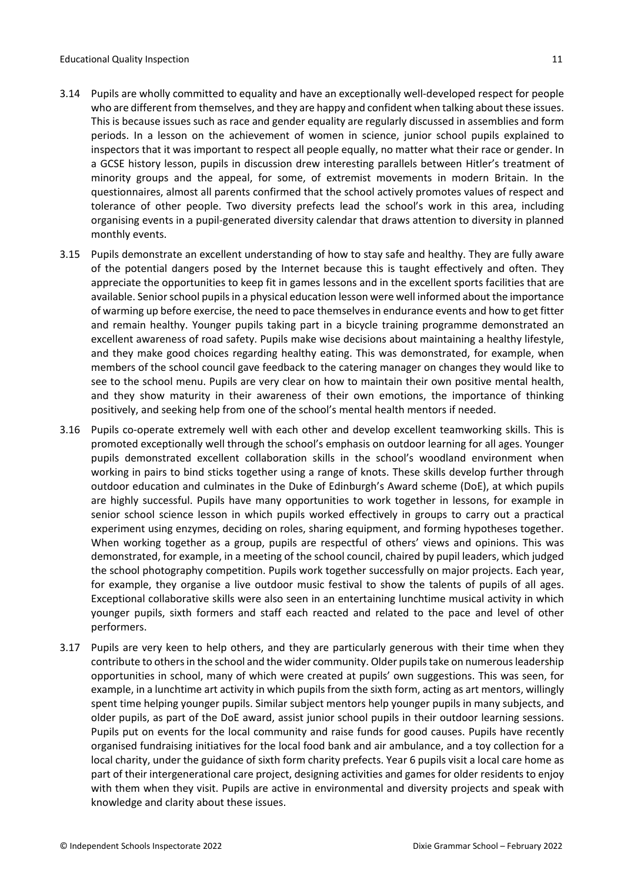3.14 Pupils are wholly committed to equality and have an exceptionally well-developed respect for people who are different from themselves, and they are happy and confident when talking about these issues. This is because issues such as race and gender equality are regularly discussed in assemblies and form periods. In a lesson on the achievement of women in science, junior school pupils explained to inspectors that it was important to respect all people equally, no matter what their race or gender. In a GCSE history lesson, pupils in discussion drew interesting parallels between Hitler's treatment of minority groups and the appeal, for some, of extremist movements in modern Britain. In the questionnaires, almost all parents confirmed that the school actively promotes values of respect and tolerance of other people. Two diversity prefects lead the school's work in this area, including organising events in a pupil-generated diversity calendar that draws attention to diversity in planned monthly events.

3.15 Pupils demonstrate an excellent understanding of how to stay safe and healthy. They are fully aware of the potential dangers posed by the Internet because this is taught effectively and often. They appreciate the opportunities to keep fit in games lessons and in the excellent sports facilities that are available. Senior school pupils in a physical education lesson were well informed about the importance of warming up before exercise, the need to pace themselves in endurance events and how to get fitter and remain healthy. Younger pupils taking part in a bicycle training programme demonstrated an excellent awareness of road safety. Pupils make wise decisions about maintaining a healthy lifestyle, and they make good choices regarding healthy eating. This was demonstrated, for example, when members of the school council gave feedback to the catering manager on changes they would like to see to the school menu. Pupils are very clear on how to maintain their own positive mental health, and they show maturity in their awareness of their own emotions, the importance of thinking positively, and seeking help from one of the school's mental health mentors if needed.

3.16 Pupils co-operate extremely well with each other and develop excellent teamworking skills. This is promoted exceptionally well through the school's emphasis on outdoor learning for all ages. Younger pupils demonstrated excellent collaboration skills in the school's woodland environment when working in pairs to bind sticks together using a range of knots. These skills develop further through outdoor education and culminates in the Duke of Edinburgh's Award scheme (DoE), at which pupils are highly successful. Pupils have many opportunities to work together in lessons, for example in senior school science lesson in which pupils worked effectively in groups to carry out a practical experiment using enzymes, deciding on roles, sharing equipment, and forming hypotheses together. When working together as a group, pupils are respectful of others' views and opinions. This was demonstrated, for example, in a meeting of the school council, chaired by pupil leaders, which judged the school photography competition. Pupils work together successfully on major projects. Each year, for example, they organise a live outdoor music festival to show the talents of pupils of all ages. Exceptional collaborative skills were also seen in an entertaining lunchtime musical activity in which younger pupils, sixth formers and staff each reacted and related to the pace and level of other performers.

3.17 Pupils are very keen to help others, and they are particularly generous with their time when they contribute to others in the school and the wider community. Older pupils take on numerous leadership opportunities in school, many of which were created at pupils' own suggestions. This was seen, for example, in a lunchtime art activity in which pupils from the sixth form, acting as art mentors, willingly spent time helping younger pupils. Similar subject mentors help younger pupils in many subjects, and older pupils, as part of the DoE award, assist junior school pupils in their outdoor learning sessions. Pupils put on events for the local community and raise funds for good causes. Pupils have recently organised fundraising initiatives for the local food bank and air ambulance, and a toy collection for a local charity, under the guidance of sixth form charity prefects. Year 6 pupils visit a local care home as part of their intergenerational care project, designing activities and games for older residents to enjoy with them when they visit. Pupils are active in environmental and diversity projects and speak with knowledge and clarity about these issues.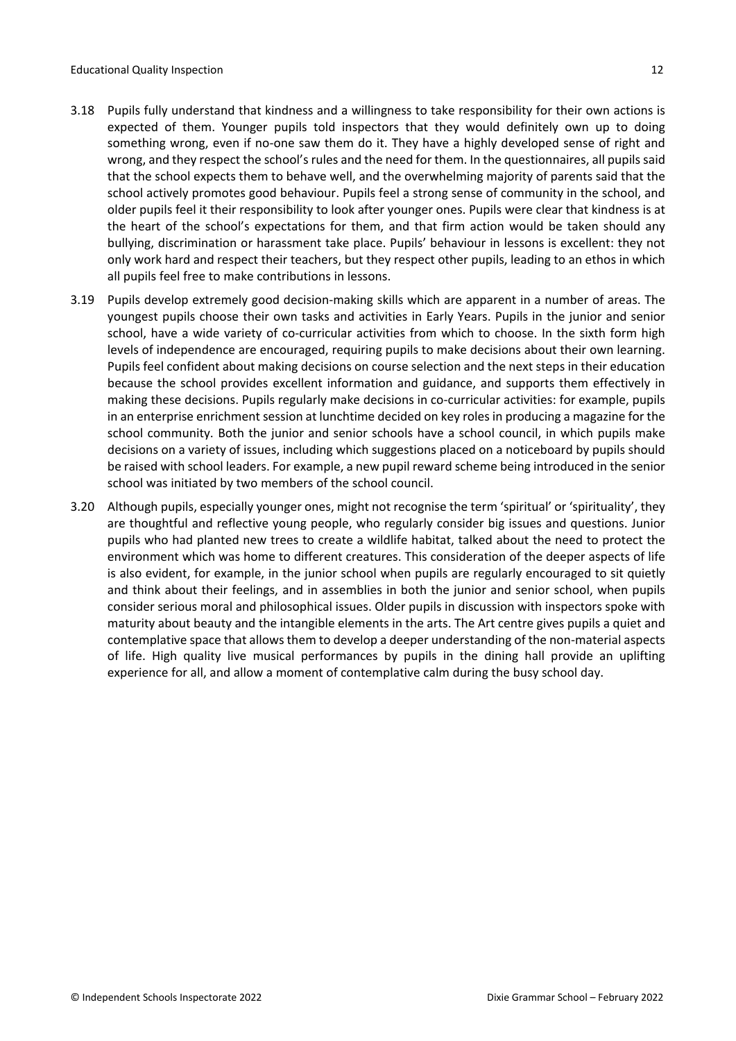3.18 Pupils fully understand that kindness and a willingness to take responsibility for their own actions is expected of them. Younger pupils told inspectors that they would definitely own up to doing something wrong, even if no-one saw them do it. They have a highly developed sense of right and wrong, and they respect the school's rules and the need for them. In the questionnaires, all pupils said that the school expects them to behave well, and the overwhelming majority of parents said that the school actively promotes good behaviour. Pupils feel a strong sense of community in the school, and older pupils feel it their responsibility to look after younger ones. Pupils were clear that kindness is at the heart of the school's expectations for them, and that firm action would be taken should any bullying, discrimination or harassment take place. Pupils' behaviour in lessons is excellent: they not only work hard and respect their teachers, but they respect other pupils, leading to an ethos in which all pupils feel free to make contributions in lessons.

3.19 Pupils develop extremely good decision-making skills which are apparent in a number of areas. The youngest pupils choose their own tasks and activities in Early Years. Pupils in the junior and senior school, have a wide variety of co-curricular activities from which to choose. In the sixth form high levels of independence are encouraged, requiring pupils to make decisions about their own learning. Pupils feel confident about making decisions on course selection and the next steps in their education because the school provides excellent information and guidance, and supports them effectively in making these decisions. Pupils regularly make decisions in co-curricular activities: for example, pupils in an enterprise enrichment session at lunchtime decided on key roles in producing a magazine for the school community. Both the junior and senior schools have a school council, in which pupils make decisions on a variety of issues, including which suggestions placed on a noticeboard by pupils should be raised with school leaders. For example, a new pupil reward scheme being introduced in the senior school was initiated by two members of the school council.

3.20 Although pupils, especially younger ones, might not recognise the term 'spiritual' or 'spirituality', they are thoughtful and reflective young people, who regularly consider big issues and questions. Junior pupils who had planted new trees to create a wildlife habitat, talked about the need to protect the environment which was home to different creatures. This consideration of the deeper aspects of life is also evident, for example, in the junior school when pupils are regularly encouraged to sit quietly and think about their feelings, and in assemblies in both the junior and senior school, when pupils consider serious moral and philosophical issues. Older pupils in discussion with inspectors spoke with maturity about beauty and the intangible elements in the arts. The Art centre gives pupils a quiet and contemplative space that allows them to develop a deeper understanding of the non-material aspects of life. High quality live musical performances by pupils in the dining hall provide an uplifting experience for all, and allow a moment of contemplative calm during the busy school day.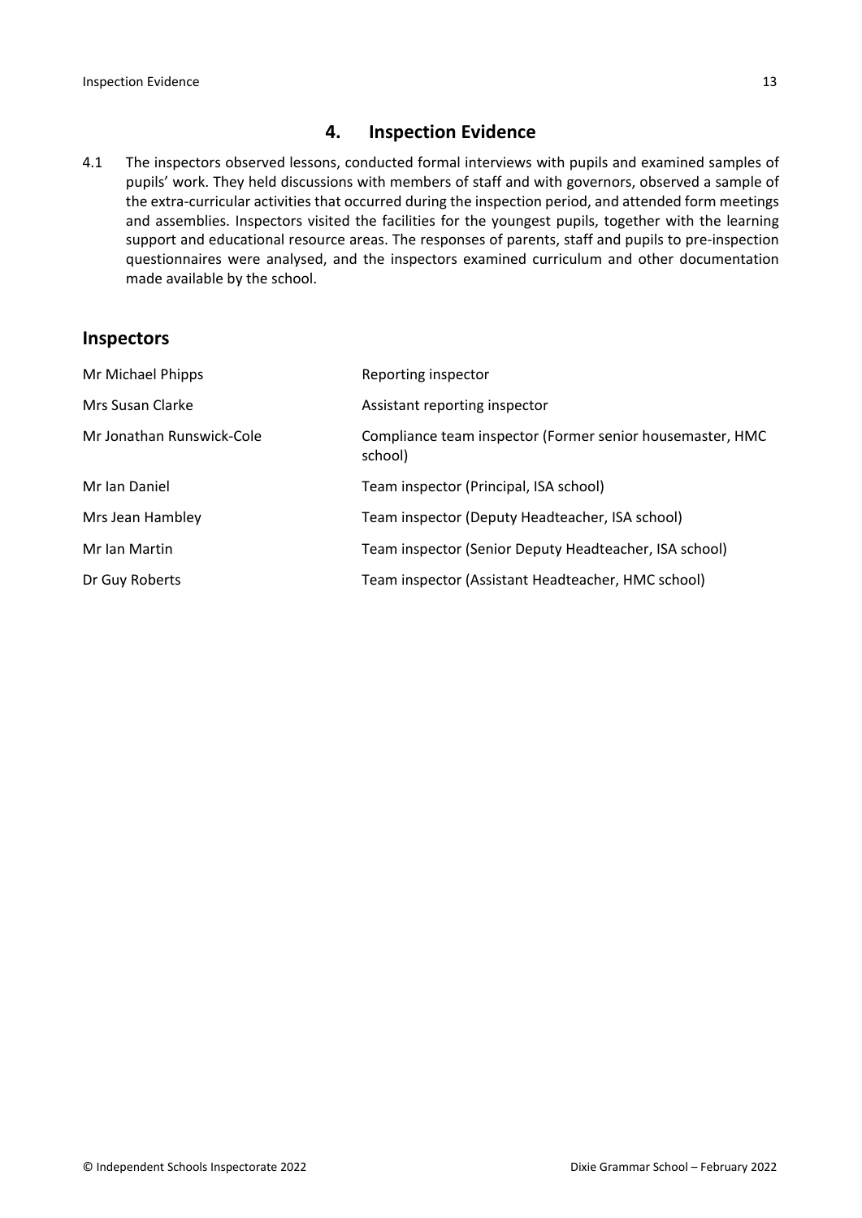## 4. Inspection Evidence

4.1 The inspectors observed lessons, conducted formal interviews with pupils and examined samples of pupils' work. They held discussions with members of staff and with governors, observed a sample of the extra-curricular activities that occurred during the inspection period, and attended form meetings and assemblies. Inspectors visited the facilities for the youngest pupils, together with the learning support and educational resource areas. The responses of parents, staff and pupils to pre-inspection questionnaires were analysed, and the inspectors examined curriculum and other documentation made available by the school.

## Inspectors

| | |
|---|---|
| Mr Michael Phipps | Reporting inspector |
| Mrs Susan Clarke | Assistant reporting inspector |
| Mr Jonathan Runswick-Cole | Compliance team inspector (Former senior housemaster, HMC school) |
| Mr Ian Daniel | Team inspector (Principal, ISA school) |
| Mrs Jean Hambley | Team inspector (Deputy Headteacher, ISA school) |
| Mr Ian Martin | Team inspector (Senior Deputy Headteacher, ISA school) |
| Dr Guy Roberts | Team inspector (Assistant Headteacher, HMC school) |